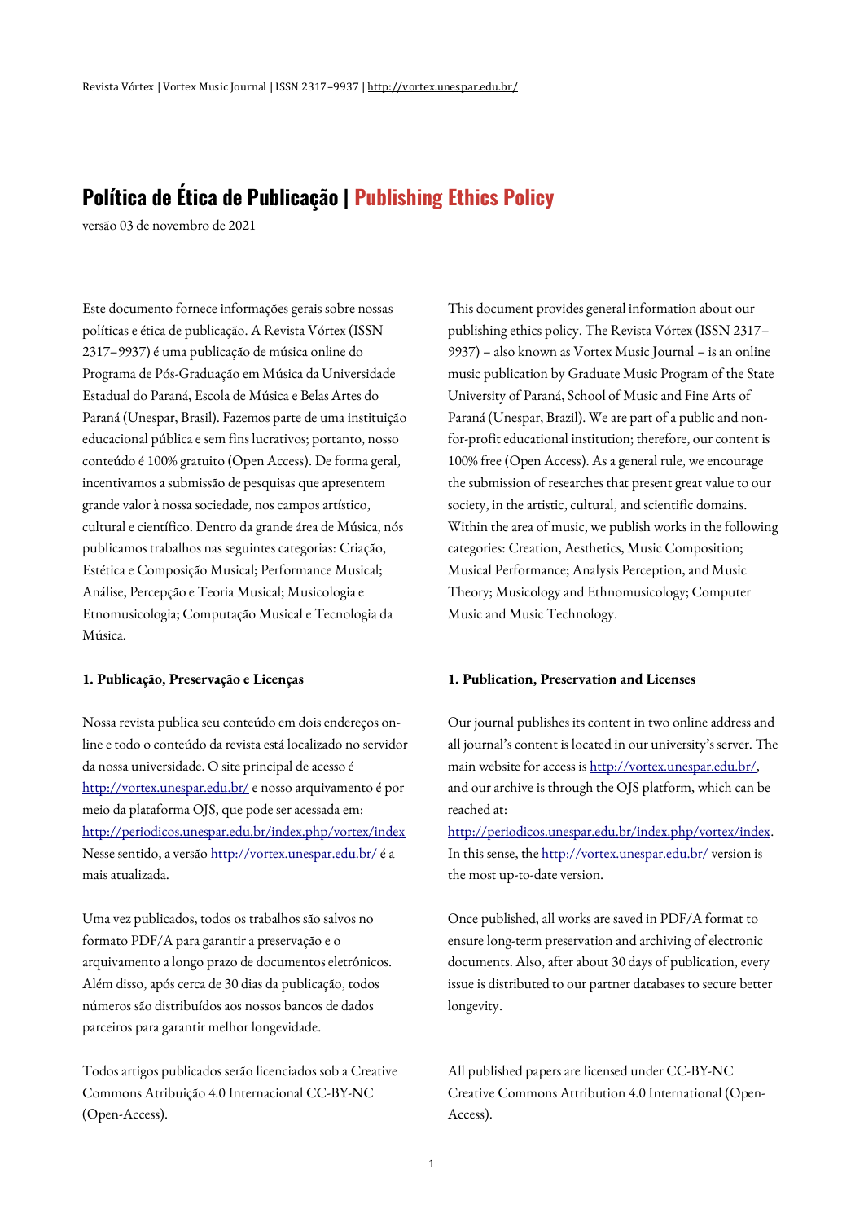# Política de Ética de Publicação | Publishing Ethics Policy

versão 03 de novembro de 2021

Este documento fornece informações gerais sobre nossas políticas e ética de publicação. A Revista Vórtex (ISSN 2317–9937) é uma publicação de música online do Programa de Pós-Graduação em Música da Universidade Estadual do Paraná, Escola de Música e Belas Artes do Paraná (Unespar, Brasil). Fazemos parte de uma instituição educacional pública e sem fins lucrativos; portanto, nosso conteúdo é 100% gratuito (Open Access). De forma geral, incentivamos a submissão de pesquisas que apresentem grande valor à nossa sociedade, nos campos artístico, cultural e científico. Dentro da grande área de Música, nós publicamos trabalhos nas seguintes categorias: Criação, Estética e Composição Musical; Performance Musical; Análise, Percepção e Teoria Musical; Musicologia e Etnomusicologia; Computação Musical e Tecnologia da Música.

**1. Publicação, Preservação e Licenças**

Nossa revista publica seu conteúdo em dois endereços on-line e todo o conteúdo da revista está localizado no servidor da nossa universidade. O site principal de acesso é http://vortex.unespar.edu.br/ e nosso arquivamento é por meio da plataforma OJS, que pode ser acessada em: http://periodicos.unespar.edu.br/index.php/vortex/index Nesse sentido, a versão http://vortex.unespar.edu.br/ é a mais atualizada.

Uma vez publicados, todos os trabalhos são salvos no formato PDF/A para garantir a preservação e o arquivamento a longo prazo de documentos eletrônicos. Além disso, após cerca de 30 dias da publicação, todos números são distribuídos aos nossos bancos de dados parceiros para garantir melhor longevidade.

Todos artigos publicados serão licenciados sob a Creative Commons Atribuição 4.0 Internacional CC-BY-NC (Open-Access).

This document provides general information about our publishing ethics policy. The Revista Vórtex (ISSN 2317–9937) – also known as Vortex Music Journal – is an online music publication by Graduate Music Program of the State University of Paraná, School of Music and Fine Arts of Paraná (Unespar, Brazil). We are part of a public and non-for-profit educational institution; therefore, our content is 100% free (Open Access). As a general rule, we encourage the submission of researches that present great value to our society, in the artistic, cultural, and scientific domains. Within the area of music, we publish works in the following categories: Creation, Aesthetics, Music Composition; Musical Performance; Analysis Perception, and Music Theory; Musicology and Ethnomusicology; Computer Music and Music Technology.

**1. Publication, Preservation and Licenses**

Our journal publishes its content in two online address and all journal's content is located in our university's server. The main website for access is http://vortex.unespar.edu.br/, and our archive is through the OJS platform, which can be reached at: http://periodicos.unespar.edu.br/index.php/vortex/index. In this sense, the http://vortex.unespar.edu.br/ version is the most up-to-date version.

Once published, all works are saved in PDF/A format to ensure long-term preservation and archiving of electronic documents. Also, after about 30 days of publication, every issue is distributed to our partner databases to secure better longevity.

All published papers are licensed under CC-BY-NC Creative Commons Attribution 4.0 International (Open-Access).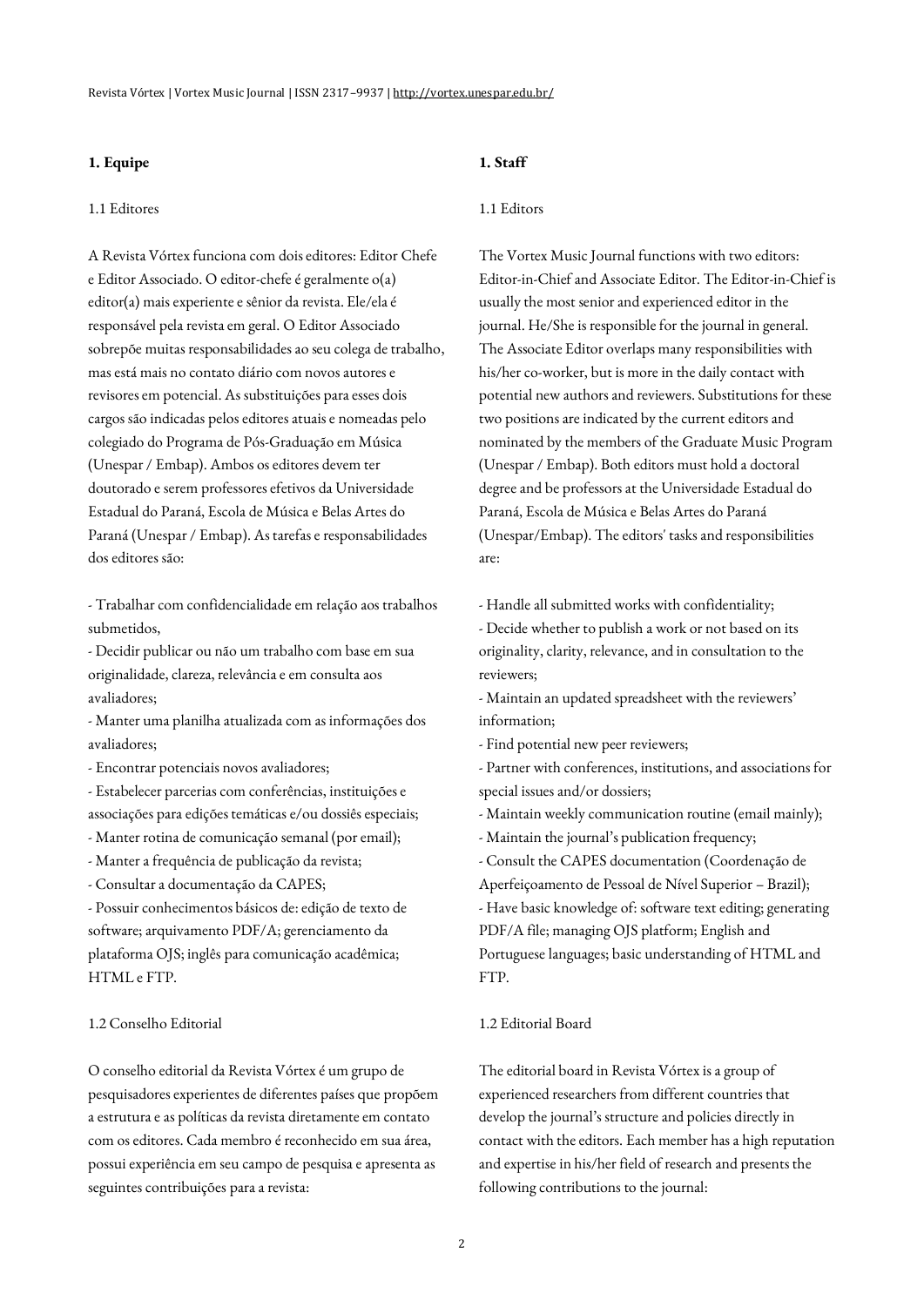**1. Equipe**

1.1 Editores

A Revista Vórtex funciona com dois editores: Editor Chefe e Editor Associado. O editor-chefe é geralmente o(a) editor(a) mais experiente e sênior da revista. Ele/ela é responsável pela revista em geral. O Editor Associado sobrepõe muitas responsabilidades ao seu colega de trabalho, mas está mais no contato diário com novos autores e revisores em potencial. As substituições para esses dois cargos são indicadas pelos editores atuais e nomeadas pelo colegiado do Programa de Pós-Graduação em Música (Unespar / Embap). Ambos os editores devem ter doutorado e serem professores efetivos da Universidade Estadual do Paraná, Escola de Música e Belas Artes do Paraná (Unespar / Embap). As tarefas e responsabilidades dos editores são:

- Trabalhar com confidencialidade em relação aos trabalhos submetidos,
- Decidir publicar ou não um trabalho com base em sua originalidade, clareza, relevância e em consulta aos avaliadores;
- Manter uma planilha atualizada com as informações dos avaliadores;
- Encontrar potenciais novos avaliadores;
- Estabelecer parcerias com conferências, instituições e associações para edições temáticas e/ou dossiês especiais;
- Manter rotina de comunicação semanal (por email);
- Manter a frequência de publicação da revista;
- Consultar a documentação da CAPES;
- Possuir conhecimentos básicos de: edição de texto de software; arquivamento PDF/A; gerenciamento da plataforma OJS; inglês para comunicação acadêmica; HTML e FTP.

1.2 Conselho Editorial

O conselho editorial da Revista Vórtex é um grupo de pesquisadores experientes de diferentes países que propõem a estrutura e as políticas da revista diretamente em contato com os editores. Cada membro é reconhecido em sua área, possui experiência em seu campo de pesquisa e apresenta as seguintes contribuições para a revista:

**1. Staff**

1.1 Editors

The Vortex Music Journal functions with two editors: Editor-in-Chief and Associate Editor. The Editor-in-Chief is usually the most senior and experienced editor in the journal. He/She is responsible for the journal in general. The Associate Editor overlaps many responsibilities with his/her co-worker, but is more in the daily contact with potential new authors and reviewers. Substitutions for these two positions are indicated by the current editors and nominated by the members of the Graduate Music Program (Unespar / Embap). Both editors must hold a doctoral degree and be professors at the Universidade Estadual do Paraná, Escola de Música e Belas Artes do Paraná (Unespar/Embap). The editors' tasks and responsibilities are:

- Handle all submitted works with confidentiality;
- Decide whether to publish a work or not based on its originality, clarity, relevance, and in consultation to the reviewers;
- Maintain an updated spreadsheet with the reviewers' information;
- Find potential new peer reviewers;
- Partner with conferences, institutions, and associations for special issues and/or dossiers;
- Maintain weekly communication routine (email mainly);
- Maintain the journal's publication frequency;
- Consult the CAPES documentation (Coordenação de Aperfeiçoamento de Pessoal de Nível Superior – Brazil);
- Have basic knowledge of: software text editing; generating PDF/A file; managing OJS platform; English and Portuguese languages; basic understanding of HTML and FTP.

1.2 Editorial Board

The editorial board in Revista Vórtex is a group of experienced researchers from different countries that develop the journal's structure and policies directly in contact with the editors. Each member has a high reputation and expertise in his/her field of research and presents the following contributions to the journal: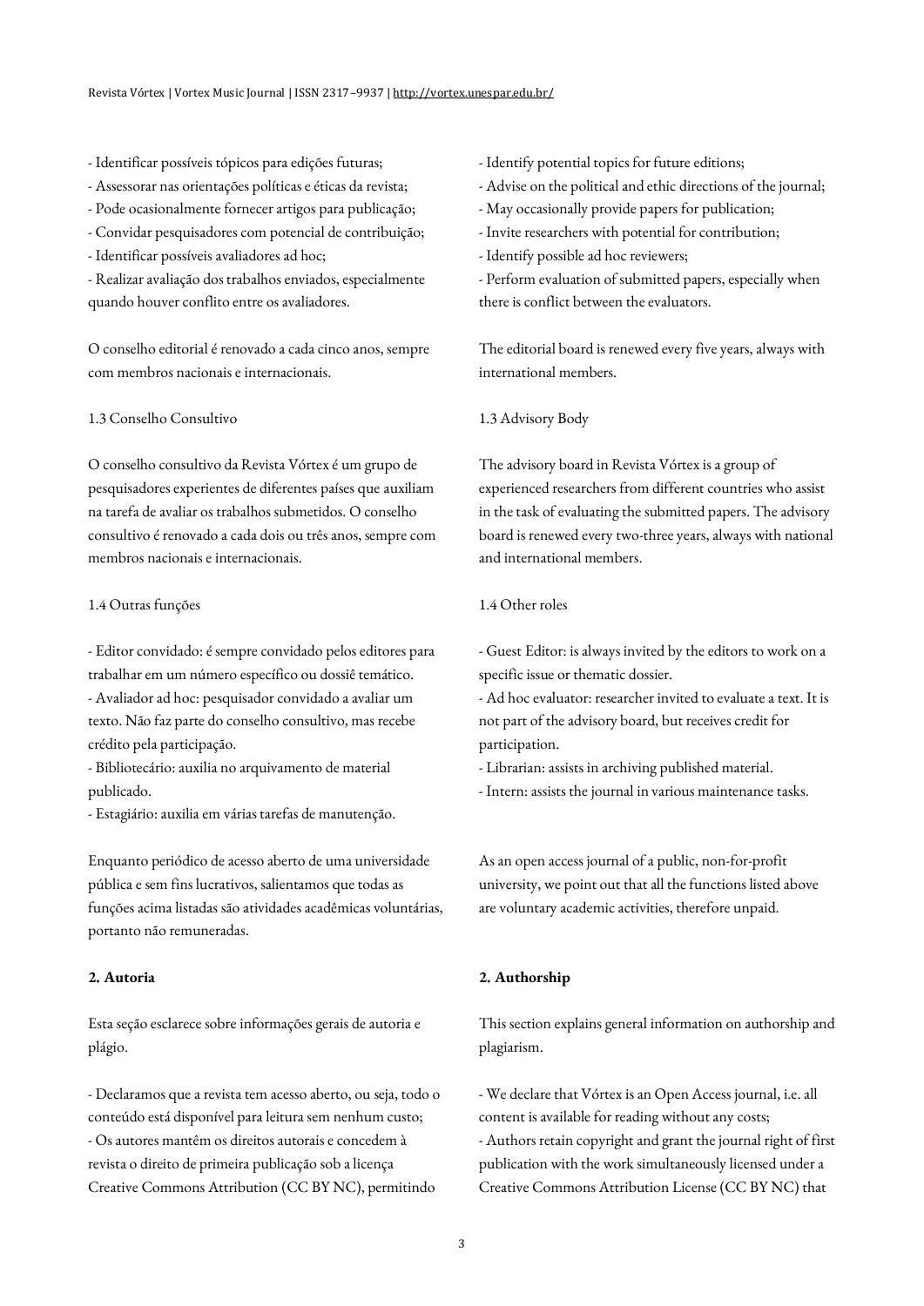- Identificar possíveis tópicos para edições futuras;
- Assessorar nas orientações políticas e éticas da revista;
- Pode ocasionalmente fornecer artigos para publicação;
- Convidar pesquisadores com potencial de contribuição;
- Identificar possíveis avaliadores ad hoc;
- Realizar avaliação dos trabalhos enviados, especialmente quando houver conflito entre os avaliadores.

O conselho editorial é renovado a cada cinco anos, sempre com membros nacionais e internacionais.

1.3 Conselho Consultivo

O conselho consultivo da Revista Vórtex é um grupo de pesquisadores experientes de diferentes países que auxiliam na tarefa de avaliar os trabalhos submetidos. O conselho consultivo é renovado a cada dois ou três anos, sempre com membros nacionais e internacionais.

1.4 Outras funções

- Editor convidado: é sempre convidado pelos editores para trabalhar em um número específico ou dossiê temático.
- Avaliador ad hoc: pesquisador convidado a avaliar um texto. Não faz parte do conselho consultivo, mas recebe crédito pela participação.
- Bibliotecário: auxilia no arquivamento de material publicado.
- Estagiário: auxilia em várias tarefas de manutenção.

Enquanto periódico de acesso aberto de uma universidade pública e sem fins lucrativos, salientamos que todas as funções acima listadas são atividades acadêmicas voluntárias, portanto não remuneradas.

**2. Autoria**

Esta seção esclarece sobre informações gerais de autoria e plágio.

- Declaramos que a revista tem acesso aberto, ou seja, todo o conteúdo está disponível para leitura sem nenhum custo;
- Os autores mantêm os direitos autorais e concedem à revista o direito de primeira publicação sob a licença Creative Commons Attribution (CC BY NC), permitindo

- Identify potential topics for future editions;
- Advise on the political and ethic directions of the journal;
- May occasionally provide papers for publication;
- Invite researchers with potential for contribution;
- Identify possible ad hoc reviewers;
- Perform evaluation of submitted papers, especially when there is conflict between the evaluators.

The editorial board is renewed every five years, always with international members.

1.3 Advisory Body

The advisory board in Revista Vórtex is a group of experienced researchers from different countries who assist in the task of evaluating the submitted papers. The advisory board is renewed every two-three years, always with national and international members.

1.4 Other roles

- Guest Editor: is always invited by the editors to work on a specific issue or thematic dossier.
- Ad hoc evaluator: researcher invited to evaluate a text. It is not part of the advisory board, but receives credit for participation.
- Librarian: assists in archiving published material.
- Intern: assists the journal in various maintenance tasks.

As an open access journal of a public, non-for-profit university, we point out that all the functions listed above are voluntary academic activities, therefore unpaid.

**2. Authorship**

This section explains general information on authorship and plagiarism.

- We declare that Vórtex is an Open Access journal, i.e. all content is available for reading without any costs;
- Authors retain copyright and grant the journal right of first publication with the work simultaneously licensed under a Creative Commons Attribution License (CC BY NC) that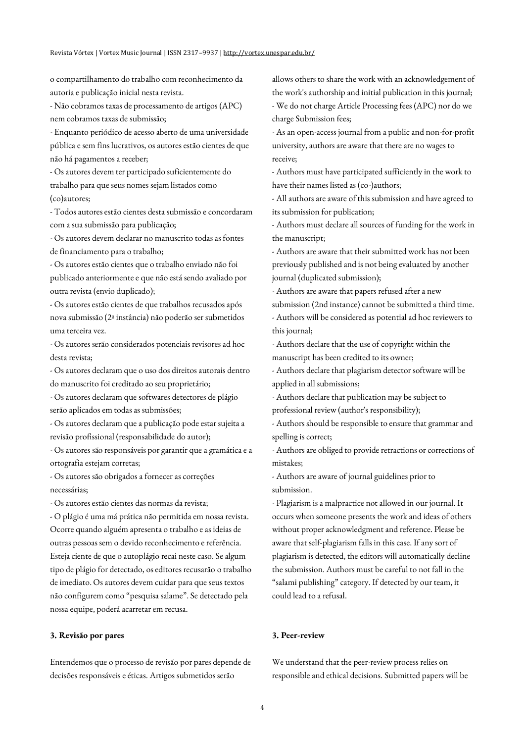o compartilhamento do trabalho com reconhecimento da autoria e publicação inicial nesta revista.

- Não cobramos taxas de processamento de artigos (APC) nem cobramos taxas de submissão;
- Enquanto periódico de acesso aberto de uma universidade pública e sem fins lucrativos, os autores estão cientes de que não há pagamentos a receber;
- Os autores devem ter participado suficientemente do trabalho para que seus nomes sejam listados como (co)autores;
- Todos autores estão cientes desta submissão e concordaram com a sua submissão para publicação;
- Os autores devem declarar no manuscrito todas as fontes de financiamento para o trabalho;
- Os autores estão cientes que o trabalho enviado não foi publicado anteriormente e que não está sendo avaliado por outra revista (envio duplicado);
- Os autores estão cientes de que trabalhos recusados após nova submissão (2ª instância) não poderão ser submetidos uma terceira vez.
- Os autores serão considerados potenciais revisores ad hoc desta revista;
- Os autores declaram que o uso dos direitos autorais dentro do manuscrito foi creditado ao seu proprietário;
- Os autores declaram que softwares detectores de plágio serão aplicados em todas as submissões;
- Os autores declaram que a publicação pode estar sujeita a revisão profissional (responsabilidade do autor);
- Os autores são responsáveis por garantir que a gramática e a ortografia estejam corretas;
- Os autores são obrigados a fornecer as correções necessárias;
- Os autores estão cientes das normas da revista;
- O plágio é uma má prática não permitida em nossa revista. Ocorre quando alguém apresenta o trabalho e as ideias de outras pessoas sem o devido reconhecimento e referência. Esteja ciente de que o autoplágio recai neste caso. Se algum tipo de plágio for detectado, os editores recusarão o trabalho de imediato. Os autores devem cuidar para que seus textos não configurem como "pesquisa salame". Se detectado pela nossa equipe, poderá acarretar em recusa.

**3. Revisão por pares**

Entendemos que o processo de revisão por pares depende de decisões responsáveis e éticas. Artigos submetidos serão

allows others to share the work with an acknowledgement of the work's authorship and initial publication in this journal;

- We do not charge Article Processing fees (APC) nor do we charge Submission fees;
- As an open-access journal from a public and non-for-profit university, authors are aware that there are no wages to receive;
- Authors must have participated sufficiently in the work to have their names listed as (co-)authors;
- All authors are aware of this submission and have agreed to its submission for publication;
- Authors must declare all sources of funding for the work in the manuscript;
- Authors are aware that their submitted work has not been previously published and is not being evaluated by another journal (duplicated submission);
- Authors are aware that papers refused after a new submission (2nd instance) cannot be submitted a third time.
- Authors will be considered as potential ad hoc reviewers to this journal;
- Authors declare that the use of copyright within the manuscript has been credited to its owner;
- Authors declare that plagiarism detector software will be applied in all submissions;
- Authors declare that publication may be subject to professional review (author's responsibility);
- Authors should be responsible to ensure that grammar and spelling is correct;
- Authors are obliged to provide retractions or corrections of mistakes;
- Authors are aware of journal guidelines prior to submission.
- Plagiarism is a malpractice not allowed in our journal. It occurs when someone presents the work and ideas of others without proper acknowledgment and reference. Please be aware that self-plagiarism falls in this case. If any sort of plagiarism is detected, the editors will automatically decline the submission. Authors must be careful to not fall in the "salami publishing" category. If detected by our team, it could lead to a refusal.

**3. Peer-review**

We understand that the peer-review process relies on responsible and ethical decisions. Submitted papers will be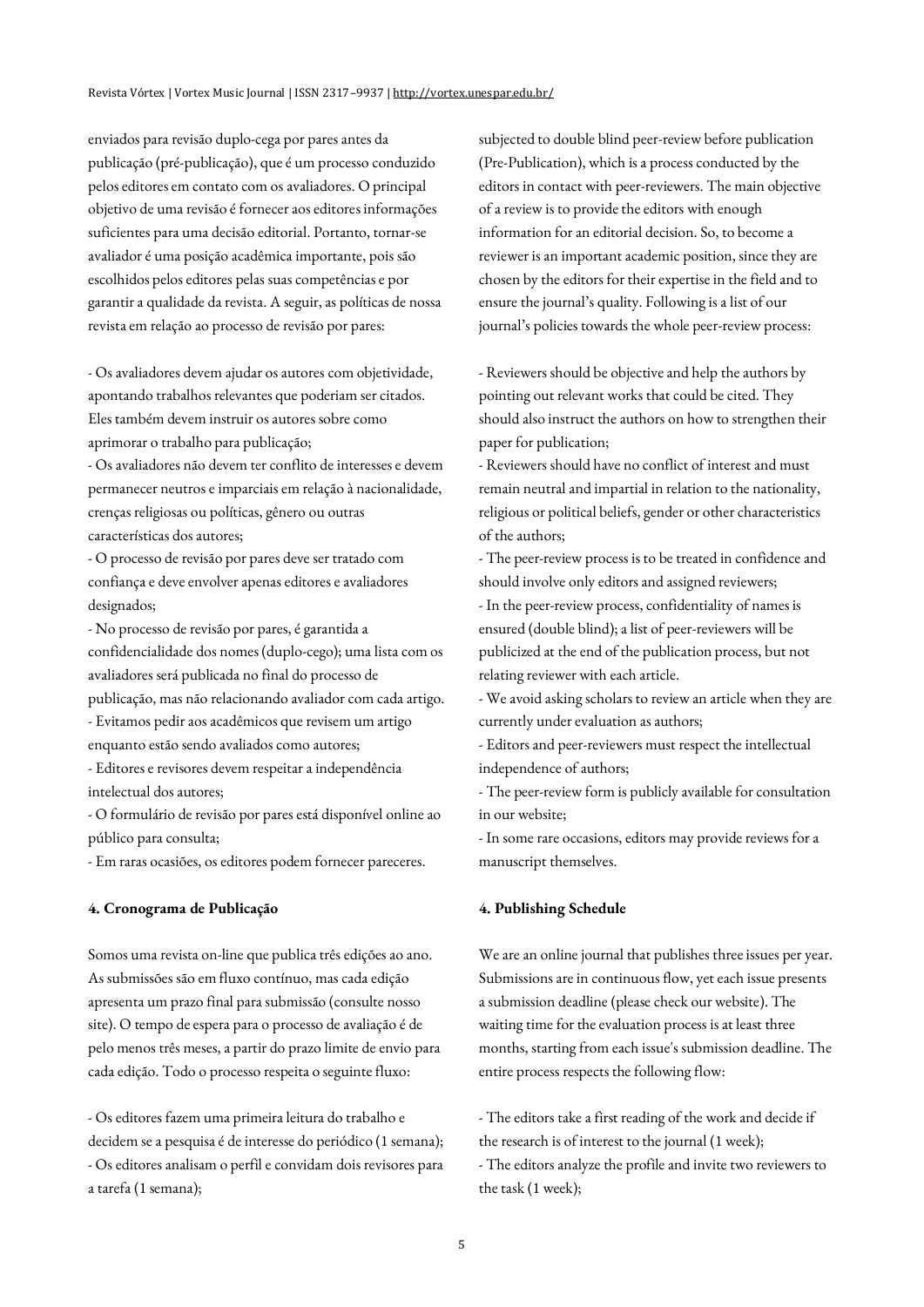enviados para revisão duplo-cega por pares antes da publicação (pré-publicação), que é um processo conduzido pelos editores em contato com os avaliadores. O principal objetivo de uma revisão é fornecer aos editores informações suficientes para uma decisão editorial. Portanto, tornar-se avaliador é uma posição acadêmica importante, pois são escolhidos pelos editores pelas suas competências e por garantir a qualidade da revista. A seguir, as políticas de nossa revista em relação ao processo de revisão por pares:

- Os avaliadores devem ajudar os autores com objetividade, apontando trabalhos relevantes que poderiam ser citados. Eles também devem instruir os autores sobre como aprimorar o trabalho para publicação;
- Os avaliadores não devem ter conflito de interesses e devem permanecer neutros e imparciais em relação à nacionalidade, crenças religiosas ou políticas, gênero ou outras características dos autores;
- O processo de revisão por pares deve ser tratado com confiança e deve envolver apenas editores e avaliadores designados;
- No processo de revisão por pares, é garantida a confidencialidade dos nomes (duplo-cego); uma lista com os avaliadores será publicada no final do processo de publicação, mas não relacionando avaliador com cada artigo.
- Evitamos pedir aos acadêmicos que revisem um artigo enquanto estão sendo avaliados como autores;
- Editores e revisores devem respeitar a independência intelectual dos autores;
- O formulário de revisão por pares está disponível online ao público para consulta;
- Em raras ocasiões, os editores podem fornecer pareceres.

**4. Cronograma de Publicação**

Somos uma revista on-line que publica três edições ao ano. As submissões são em fluxo contínuo, mas cada edição apresenta um prazo final para submissão (consulte nosso site). O tempo de espera para o processo de avaliação é de pelo menos três meses, a partir do prazo limite de envio para cada edição. Todo o processo respeita o seguinte fluxo:

- Os editores fazem uma primeira leitura do trabalho e decidem se a pesquisa é de interesse do periódico (1 semana);
- Os editores analisam o perfil e convidam dois revisores para a tarefa (1 semana);

subjected to double blind peer-review before publication (Pre-Publication), which is a process conducted by the editors in contact with peer-reviewers. The main objective of a review is to provide the editors with enough information for an editorial decision. So, to become a reviewer is an important academic position, since they are chosen by the editors for their expertise in the field and to ensure the journal's quality. Following is a list of our journal's policies towards the whole peer-review process:

- Reviewers should be objective and help the authors by pointing out relevant works that could be cited. They should also instruct the authors on how to strengthen their paper for publication;
- Reviewers should have no conflict of interest and must remain neutral and impartial in relation to the nationality, religious or political beliefs, gender or other characteristics of the authors;
- The peer-review process is to be treated in confidence and should involve only editors and assigned reviewers;
- In the peer-review process, confidentiality of names is ensured (double blind); a list of peer-reviewers will be publicized at the end of the publication process, but not relating reviewer with each article.
- We avoid asking scholars to review an article when they are currently under evaluation as authors;
- Editors and peer-reviewers must respect the intellectual independence of authors;
- The peer-review form is publicly available for consultation in our website;
- In some rare occasions, editors may provide reviews for a manuscript themselves.

**4. Publishing Schedule**

We are an online journal that publishes three issues per year. Submissions are in continuous flow, yet each issue presents a submission deadline (please check our website). The waiting time for the evaluation process is at least three months, starting from each issue's submission deadline. The entire process respects the following flow:

- The editors take a first reading of the work and decide if the research is of interest to the journal (1 week);
- The editors analyze the profile and invite two reviewers to the task (1 week);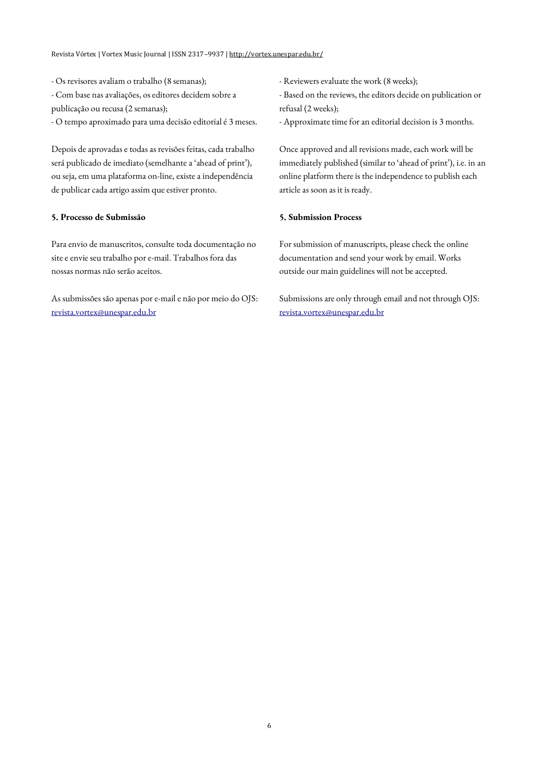- Os revisores avaliam o trabalho (8 semanas);
- Com base nas avaliações, os editores decidem sobre a publicação ou recusa (2 semanas);
- O tempo aproximado para uma decisão editorial é 3 meses.

Depois de aprovadas e todas as revisões feitas, cada trabalho será publicado de imediato (semelhante a 'ahead of print'), ou seja, em uma plataforma on-line, existe a independência de publicar cada artigo assim que estiver pronto.

**5. Processo de Submissão**

Para envio de manuscritos, consulte toda documentação no site e envie seu trabalho por e-mail. Trabalhos fora das nossas normas não serão aceitos.

As submissões são apenas por e-mail e não por meio do OJS: revista.vortex@unespar.edu.br

- Reviewers evaluate the work (8 weeks);
- Based on the reviews, the editors decide on publication or refusal (2 weeks);
- Approximate time for an editorial decision is 3 months.

Once approved and all revisions made, each work will be immediately published (similar to 'ahead of print'), i.e. in an online platform there is the independence to publish each article as soon as it is ready.

**5. Submission Process**

For submission of manuscripts, please check the online documentation and send your work by email. Works outside our main guidelines will not be accepted.

Submissions are only through email and not through OJS: revista.vortex@unespar.edu.br